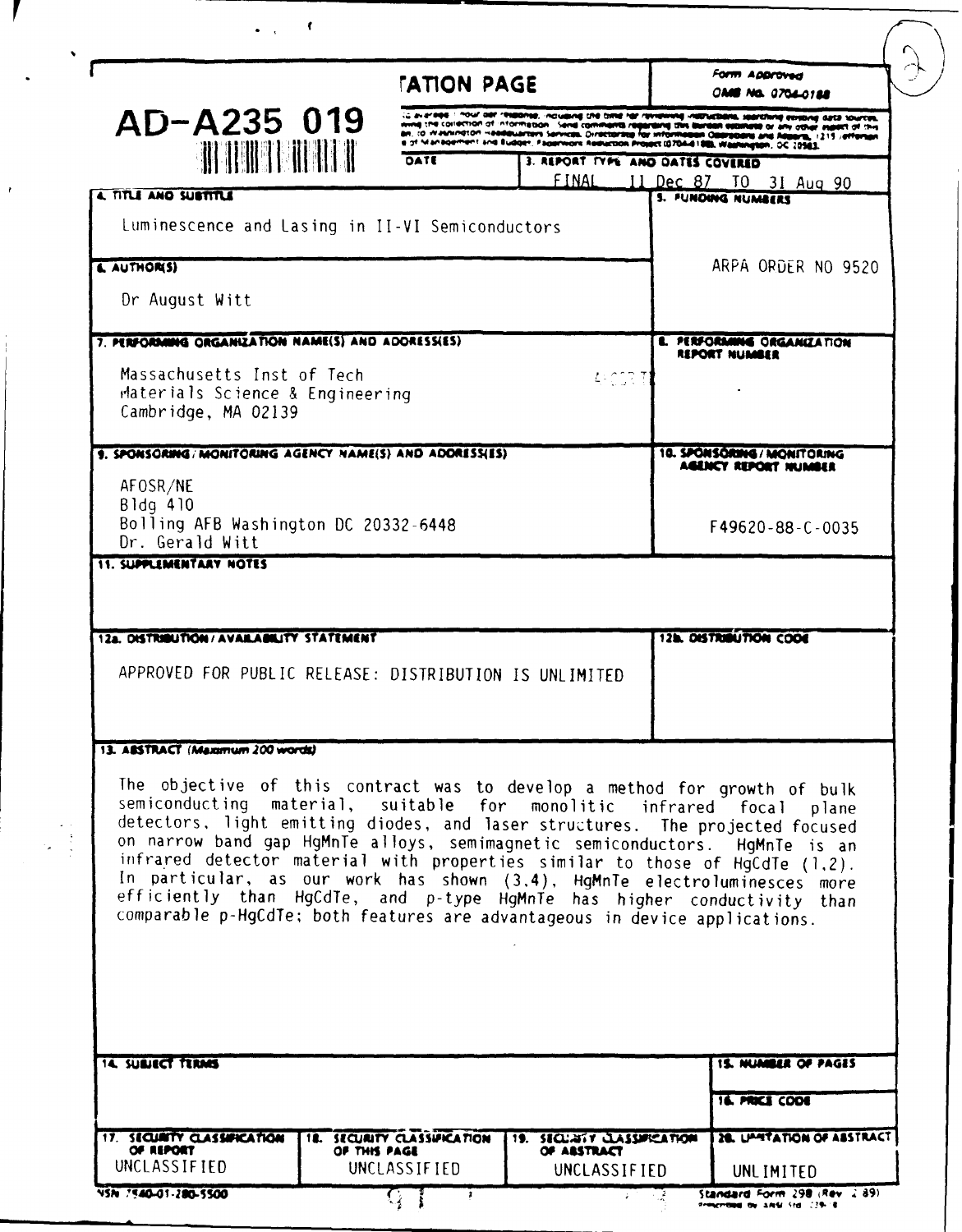AD-A235 019

# REPORT DOCUMENTATION PAGE

Form Approved
OMB No. 0704-0188

| | | |
|---|---|---|
| 2. REPORT DATE | 3. REPORT TYPE AND DATES COVERED | |
| | FINAL 11 Dec 87 TO 31 Aug 90 | |

**4. TITLE AND SUBTITLE**

Luminescence and Lasing in II-VI Semiconductors

**5. FUNDING NUMBERS**

ARPA ORDER NO 9520

**6. AUTHOR(S)**

Dr August Witt

**7. PERFORMING ORGANIZATION NAME(S) AND ADDRESS(ES)**

Massachusetts Inst of Tech
Materials Science & Engineering
Cambridge, MA 02139

**8. PERFORMING ORGANIZATION REPORT NUMBER**

-

**9. SPONSORING/MONITORING AGENCY NAME(S) AND ADDRESS(ES)**

AFOSR/NE
Bldg 410
Bolling AFB Washington DC 20332-6448
Dr. Gerald Witt

**10. SPONSORING/MONITORING AGENCY REPORT NUMBER**

F49620-88-C-0035

**11. SUPPLEMENTARY NOTES**

**12a. DISTRIBUTION/AVAILABILITY STATEMENT**

APPROVED FOR PUBLIC RELEASE: DISTRIBUTION IS UNLIMITED

**12b. DISTRIBUTION CODE**

**13. ABSTRACT (Maximum 200 words)**

The objective of this contract was to develop a method for growth of bulk semiconducting material, suitable for monolitic infrared focal plane detectors, light emitting diodes, and laser structures. The projected focused on narrow band gap HgMnTe alloys, semimagnetic semiconductors. HgMnTe is an infrared detector material with properties similar to those of HgCdTe (1,2). In particular, as our work has shown (3,4), HgMnTe electroluminesces more efficiently than HgCdTe, and p-type HgMnTe has higher conductivity than comparable p-HgCdTe; both features are advantageous in device applications.

**14. SUBJECT TERMS**

**15. NUMBER OF PAGES**

**16. PRICE CODE**

| 17. SECURITY CLASSIFICATION OF REPORT | 18. SECURITY CLASSIFICATION OF THIS PAGE | 19. SECURITY CLASSIFICATION OF ABSTRACT | 20. LIMITATION OF ABSTRACT |
|---|---|---|---|
| UNCLASSIFIED | UNCLASSIFIED | UNCLASSIFIED | UNLIMITED |

NSN 7540-01-280-5500 Standard Form 298 (Rev. 2-89)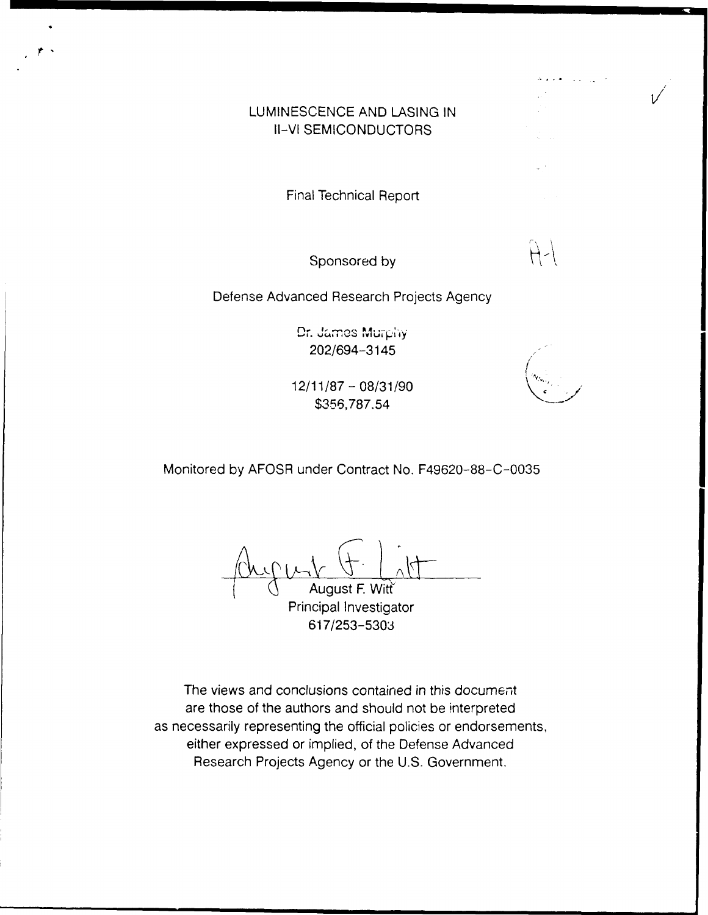LUMINESCENCE AND LASING IN
II-VI SEMICONDUCTORS

Final Technical Report

Sponsored by

Defense Advanced Research Projects Agency

Dr. James Murphy
202/694-3145

12/11/87 – 08/31/90
$356,787.54

Monitored by AFOSR under Contract No. F49620-88-C-0035

August F. Witt
Principal Investigator
617/253-5303

The views and conclusions contained in this document are those of the authors and should not be interpreted as necessarily representing the official policies or endorsements, either expressed or implied, of the Defense Advanced Research Projects Agency or the U.S. Government.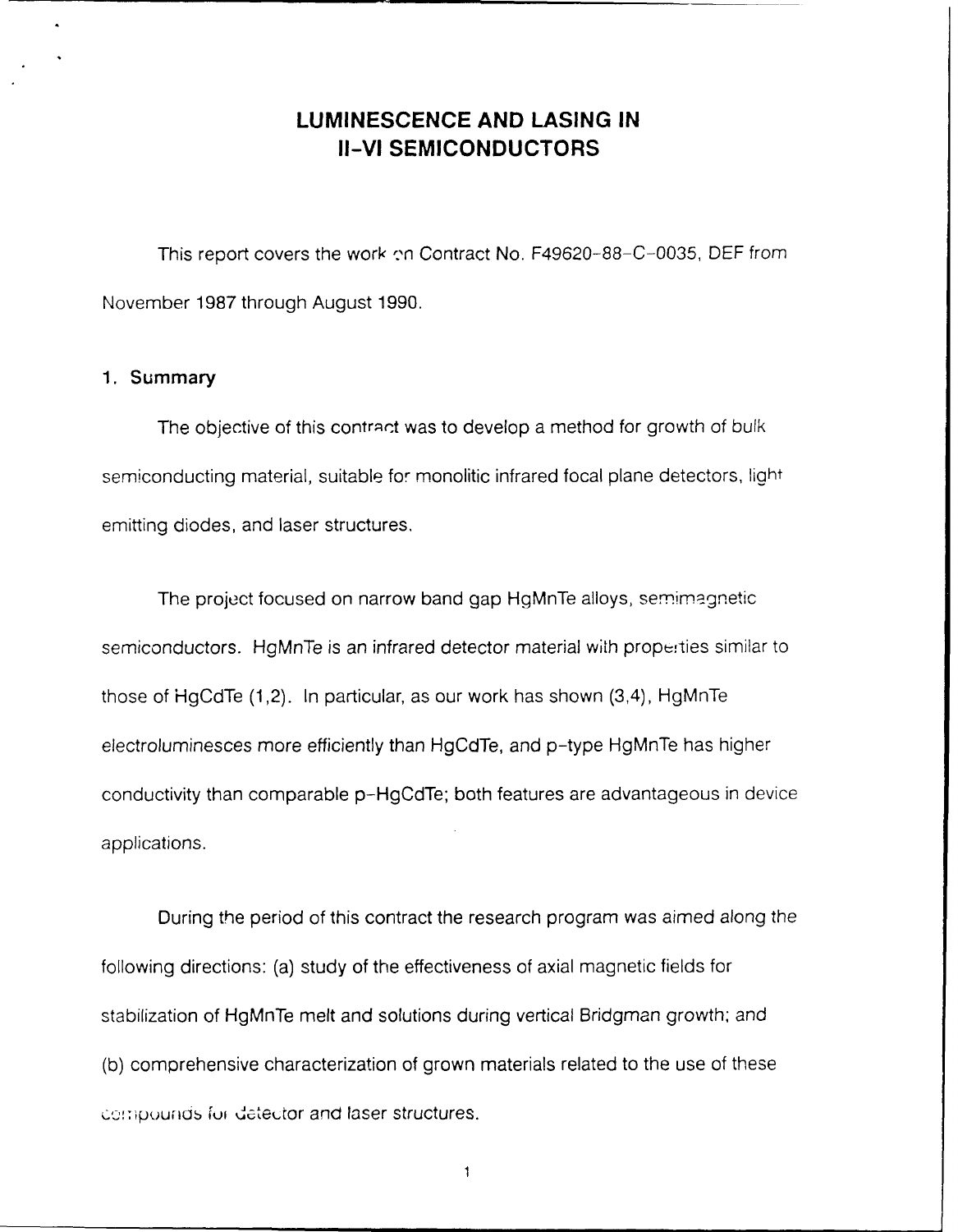# LUMINESCENCE AND LASING IN II-VI SEMICONDUCTORS

This report covers the work on Contract No. F49620-88-C-0035, DEF from November 1987 through August 1990.

## 1. Summary

The objective of this contract was to develop a method for growth of bulk semiconducting material, suitable for monolitic infrared focal plane detectors, light emitting diodes, and laser structures.

The project focused on narrow band gap HgMnTe alloys, semimagnetic semiconductors. HgMnTe is an infrared detector material with properties similar to those of HgCdTe (1,2). In particular, as our work has shown (3,4), HgMnTe electroluminesces more efficiently than HgCdTe, and p-type HgMnTe has higher conductivity than comparable p-HgCdTe; both features are advantageous in device applications.

During the period of this contract the research program was aimed along the following directions: (a) study of the effectiveness of axial magnetic fields for stabilization of HgMnTe melt and solutions during vertical Bridgman growth; and (b) comprehensive characterization of grown materials related to the use of these compounds for detector and laser structures.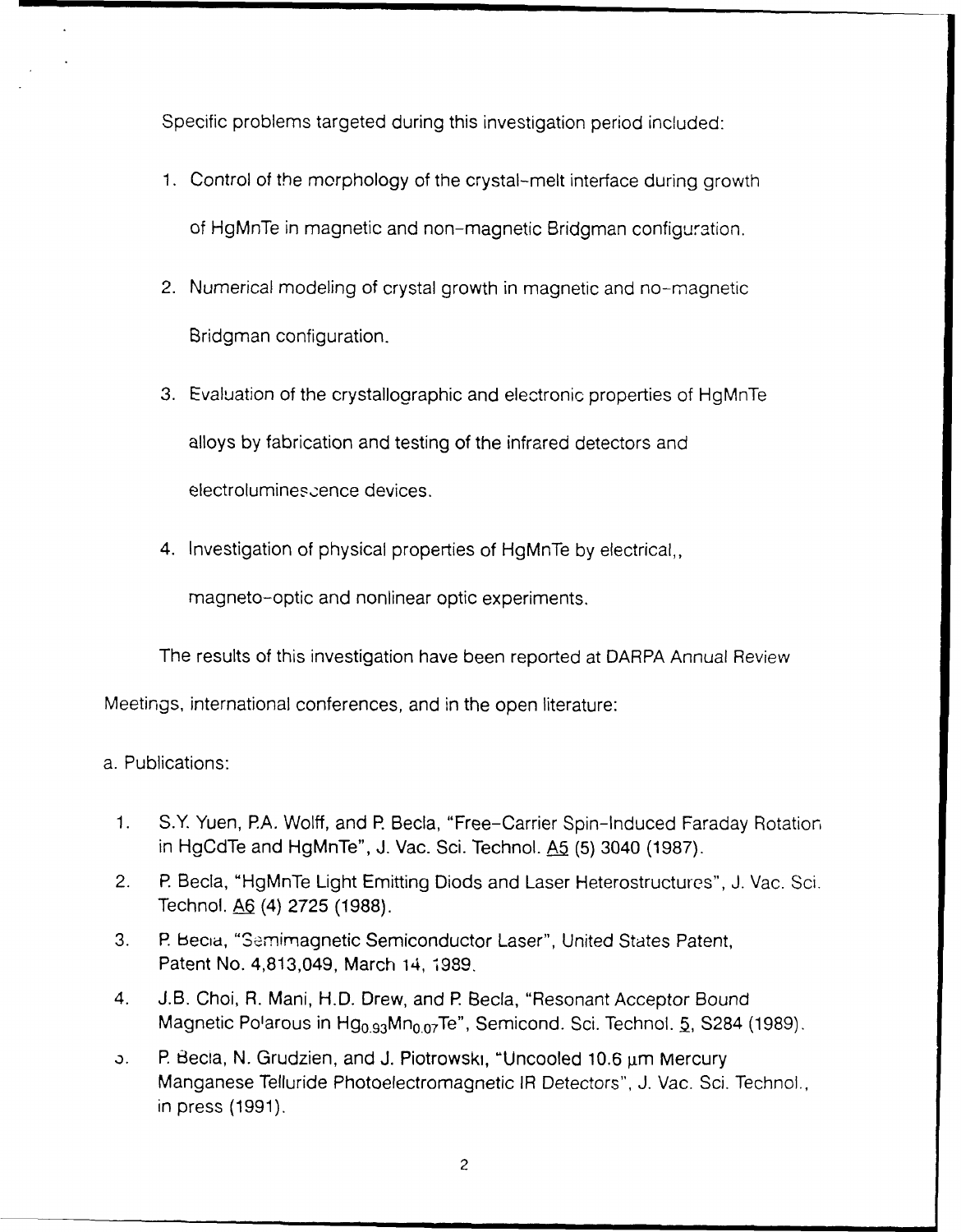Specific problems targeted during this investigation period included:

1. Control of the morphology of the crystal-melt interface during growth of HgMnTe in magnetic and non-magnetic Bridgman configuration.
2. Numerical modeling of crystal growth in magnetic and no-magnetic Bridgman configuration.
3. Evaluation of the crystallographic and electronic properties of HgMnTe alloys by fabrication and testing of the infrared detectors and electroluminescence devices.
4. Investigation of physical properties of HgMnTe by electrical,, magneto-optic and nonlinear optic experiments.

The results of this investigation have been reported at DARPA Annual Review Meetings, international conferences, and in the open literature:

a. Publications:

1. S.Y. Yuen, P.A. Wolff, and P. Becla, "Free-Carrier Spin-Induced Faraday Rotation in HgCdTe and HgMnTe", J. Vac. Sci. Technol. A5 (5) 3040 (1987).
2. P. Becla, "HgMnTe Light Emitting Diods and Laser Heterostructures", J. Vac. Sci. Technol. A6 (4) 2725 (1988).
3. P. Becla, "Semimagnetic Semiconductor Laser", United States Patent, Patent No. 4,813,049, March 14, 1989.
4. J.B. Choi, R. Mani, H.D. Drew, and P. Becla, "Resonant Acceptor Bound Magnetic Polarous in $Hg_{0.93}Mn_{0.07}Te$", Semicond. Sci. Technol. 5, S284 (1989).
5. P. Becla, N. Grudzien, and J. Piotrowski, "Uncooled 10.6 μm Mercury Manganese Telluride Photoelectromagnetic IR Detectors", J. Vac. Sci. Technol., in press (1991).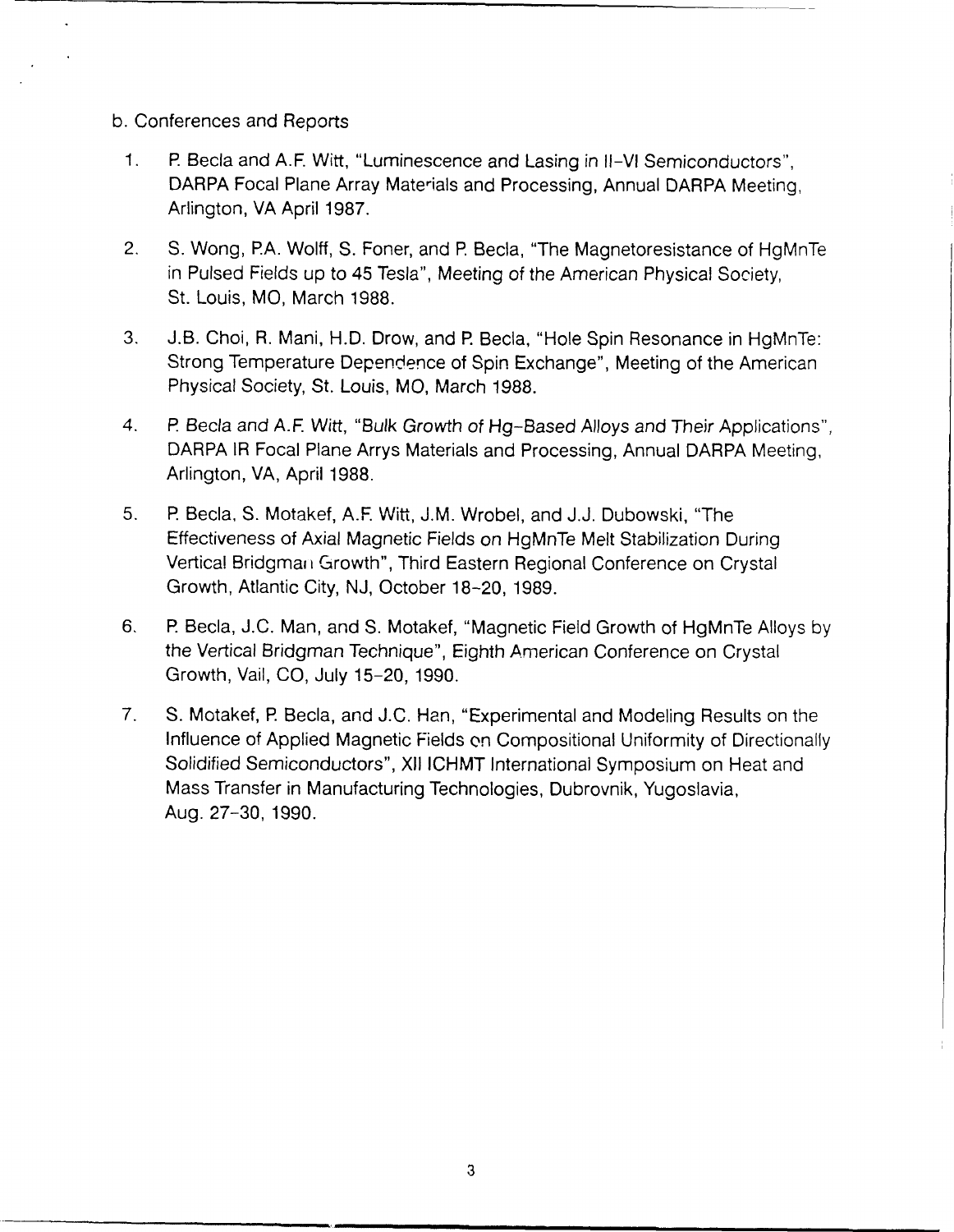b. Conferences and Reports

1. P. Becla and A.F. Witt, "Luminescence and Lasing in II-VI Semiconductors", DARPA Focal Plane Array Materials and Processing, Annual DARPA Meeting, Arlington, VA April 1987.

2. S. Wong, P.A. Wolff, S. Foner, and P. Becla, "The Magnetoresistance of HgMnTe in Pulsed Fields up to 45 Tesla", Meeting of the American Physical Society, St. Louis, MO, March 1988.

3. J.B. Choi, R. Mani, H.D. Drow, and P. Becla, "Hole Spin Resonance in HgMnTe: Strong Temperature Dependence of Spin Exchange", Meeting of the American Physical Society, St. Louis, MO, March 1988.

4. P. Becla and A.F. Witt, "Bulk Growth of Hg-Based Alloys and Their Applications", DARPA IR Focal Plane Arrys Materials and Processing, Annual DARPA Meeting, Arlington, VA, April 1988.

5. P. Becla, S. Motakef, A.F. Witt, J.M. Wrobel, and J.J. Dubowski, "The Effectiveness of Axial Magnetic Fields on HgMnTe Melt Stabilization During Vertical Bridgman Growth", Third Eastern Regional Conference on Crystal Growth, Atlantic City, NJ, October 18-20, 1989.

6. P. Becla, J.C. Man, and S. Motakef, "Magnetic Field Growth of HgMnTe Alloys by the Vertical Bridgman Technique", Eighth American Conference on Crystal Growth, Vail, CO, July 15-20, 1990.

7. S. Motakef, P. Becla, and J.C. Han, "Experimental and Modeling Results on the Influence of Applied Magnetic Fields on Compositional Uniformity of Directionally Solidified Semiconductors", XII ICHMT International Symposium on Heat and Mass Transfer in Manufacturing Technologies, Dubrovnik, Yugoslavia, Aug. 27-30, 1990.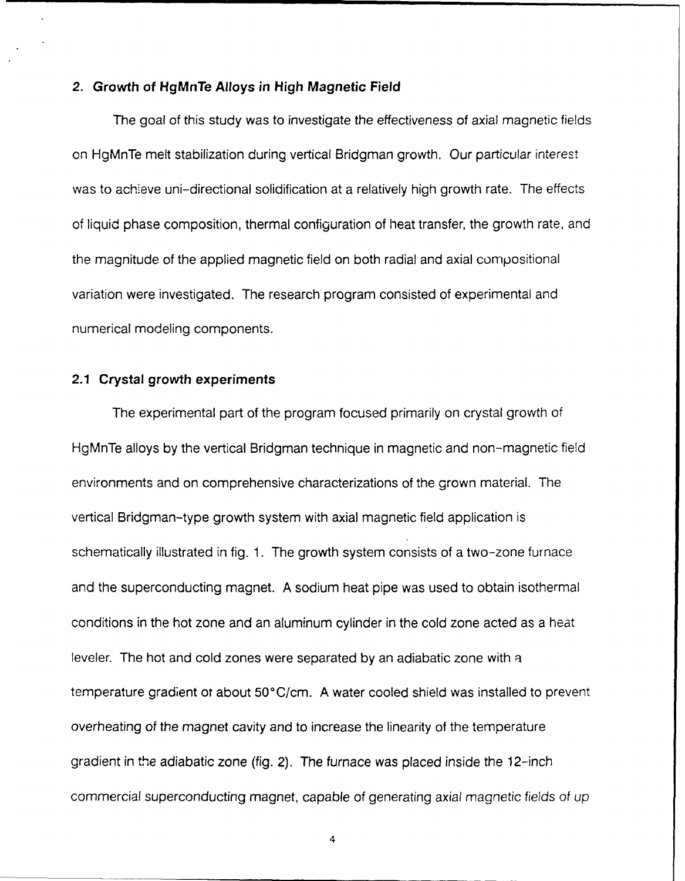## 2. Growth of HgMnTe Alloys in High Magnetic Field

The goal of this study was to investigate the effectiveness of axial magnetic fields on HgMnTe melt stabilization during vertical Bridgman growth. Our particular interest was to achieve uni-directional solidification at a relatively high growth rate. The effects of liquid phase composition, thermal configuration of heat transfer, the growth rate, and the magnitude of the applied magnetic field on both radial and axial compositional variation were investigated. The research program consisted of experimental and numerical modeling components.

### 2.1 Crystal growth experiments

The experimental part of the program focused primarily on crystal growth of HgMnTe alloys by the vertical Bridgman technique in magnetic and non-magnetic field environments and on comprehensive characterizations of the grown material. The vertical Bridgman-type growth system with axial magnetic field application is schematically illustrated in fig. 1. The growth system consists of a two-zone furnace and the superconducting magnet. A sodium heat pipe was used to obtain isothermal conditions in the hot zone and an aluminum cylinder in the cold zone acted as a heat leveler. The hot and cold zones were separated by an adiabatic zone with a temperature gradient of about 50°C/cm. A water cooled shield was installed to prevent overheating of the magnet cavity and to increase the linearity of the temperature gradient in the adiabatic zone (fig. 2). The furnace was placed inside the 12-inch commercial superconducting magnet, capable of generating axial magnetic fields of up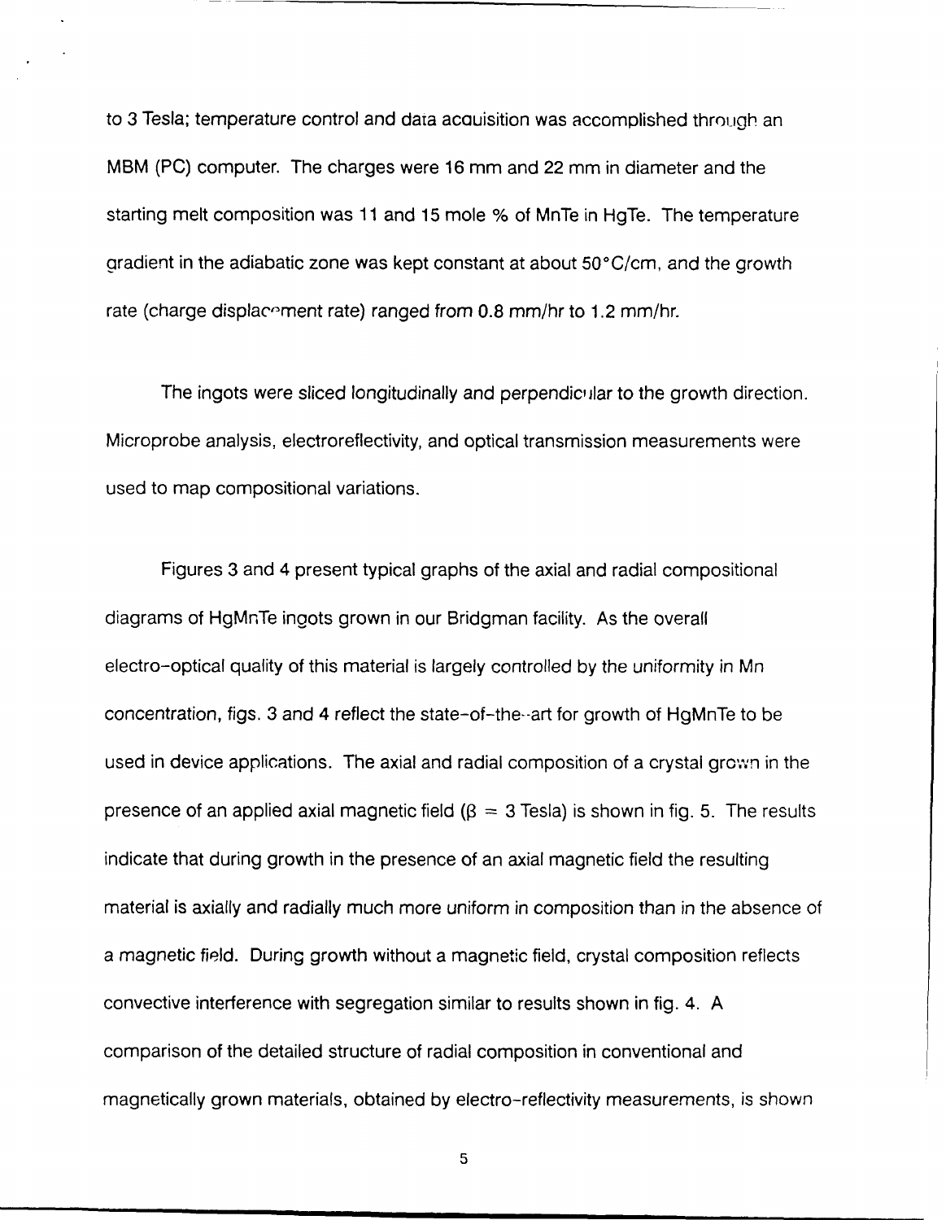to 3 Tesla; temperature control and data acquisition was accomplished through an MBM (PC) computer. The charges were 16 mm and 22 mm in diameter and the starting melt composition was 11 and 15 mole % of MnTe in HgTe. The temperature gradient in the adiabatic zone was kept constant at about 50°C/cm, and the growth rate (charge displacement rate) ranged from 0.8 mm/hr to 1.2 mm/hr.

The ingots were sliced longitudinally and perpendicular to the growth direction. Microprobe analysis, electroreflectivity, and optical transmission measurements were used to map compositional variations.

Figures 3 and 4 present typical graphs of the axial and radial compositional diagrams of HgMnTe ingots grown in our Bridgman facility. As the overall electro-optical quality of this material is largely controlled by the uniformity in Mn concentration, figs. 3 and 4 reflect the state-of-the-art for growth of HgMnTe to be used in device applications. The axial and radial composition of a crystal grown in the presence of an applied axial magnetic field ($\beta$ = 3 Tesla) is shown in fig. 5. The results indicate that during growth in the presence of an axial magnetic field the resulting material is axially and radially much more uniform in composition than in the absence of a magnetic field. During growth without a magnetic field, crystal composition reflects convective interference with segregation similar to results shown in fig. 4. A comparison of the detailed structure of radial composition in conventional and magnetically grown materials, obtained by electro-reflectivity measurements, is shown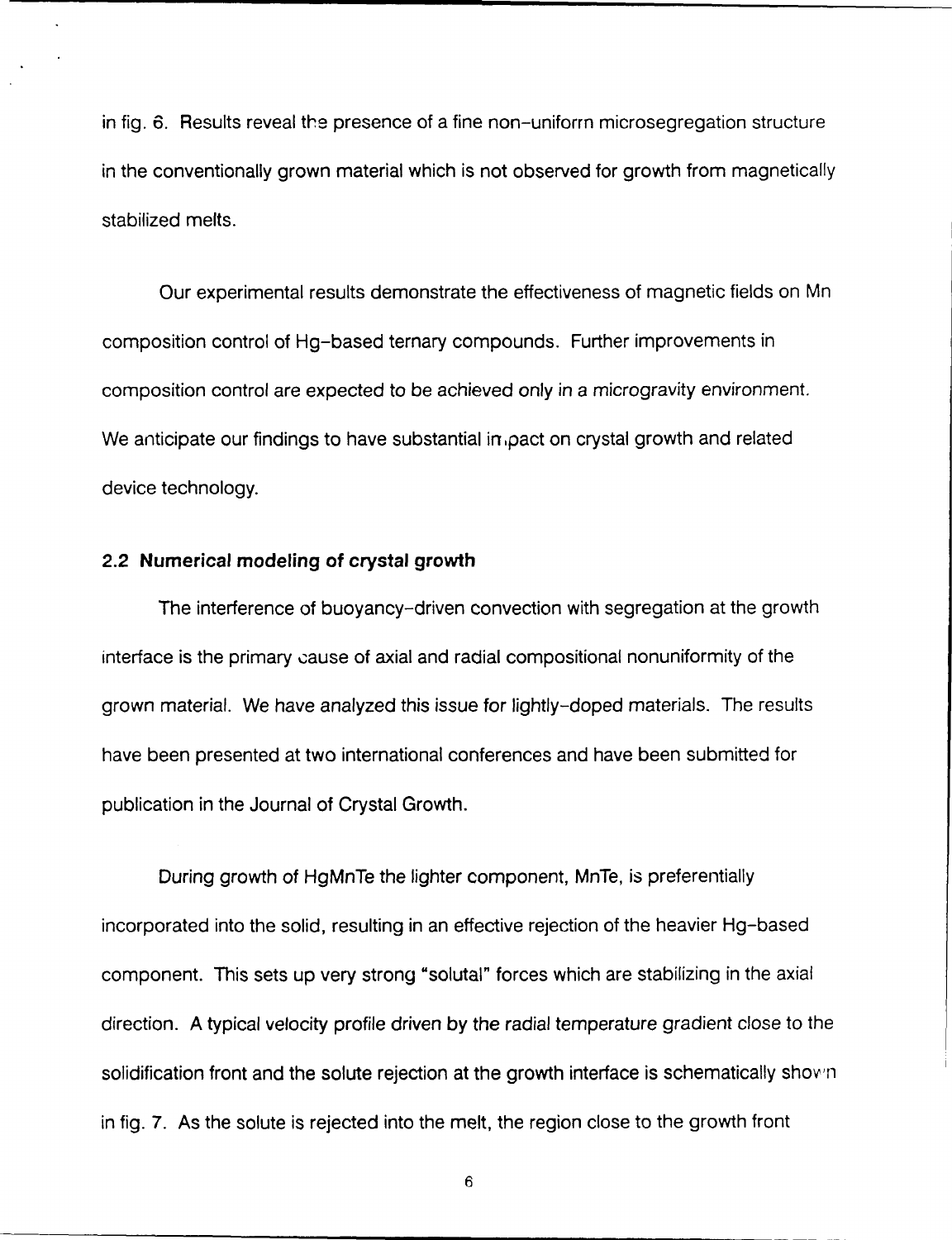in fig. 6. Results reveal the presence of a fine non-uniform microsegregation structure in the conventionally grown material which is not observed for growth from magnetically stabilized melts.

Our experimental results demonstrate the effectiveness of magnetic fields on Mn composition control of Hg-based ternary compounds. Further improvements in composition control are expected to be achieved only in a microgravity environment. We anticipate our findings to have substantial impact on crystal growth and related device technology.

### 2.2 Numerical modeling of crystal growth

The interference of buoyancy-driven convection with segregation at the growth interface is the primary cause of axial and radial compositional nonuniformity of the grown material. We have analyzed this issue for lightly-doped materials. The results have been presented at two international conferences and have been submitted for publication in the Journal of Crystal Growth.

During growth of HgMnTe the lighter component, MnTe, is preferentially incorporated into the solid, resulting in an effective rejection of the heavier Hg-based component. This sets up very strong "solutal" forces which are stabilizing in the axial direction. A typical velocity profile driven by the radial temperature gradient close to the solidification front and the solute rejection at the growth interface is schematically shown in fig. 7. As the solute is rejected into the melt, the region close to the growth front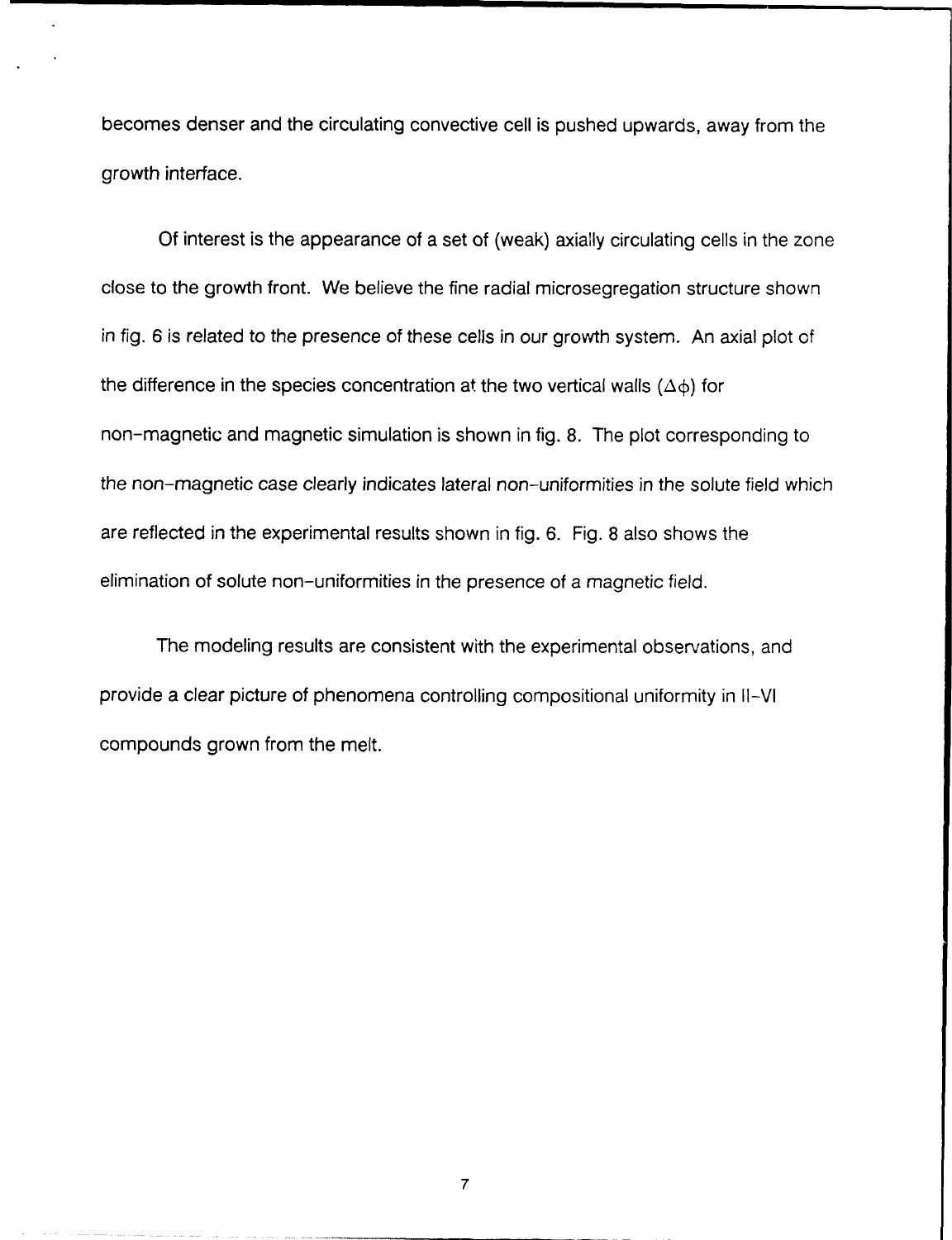becomes denser and the circulating convective cell is pushed upwards, away from the growth interface.

Of interest is the appearance of a set of (weak) axially circulating cells in the zone close to the growth front. We believe the fine radial microsegregation structure shown in fig. 6 is related to the presence of these cells in our growth system. An axial plot of the difference in the species concentration at the two vertical walls ($\Delta\phi$) for non-magnetic and magnetic simulation is shown in fig. 8. The plot corresponding to the non-magnetic case clearly indicates lateral non-uniformities in the solute field which are reflected in the experimental results shown in fig. 6. Fig. 8 also shows the elimination of solute non-uniformities in the presence of a magnetic field.

The modeling results are consistent with the experimental observations, and provide a clear picture of phenomena controlling compositional uniformity in II-VI compounds grown from the melt.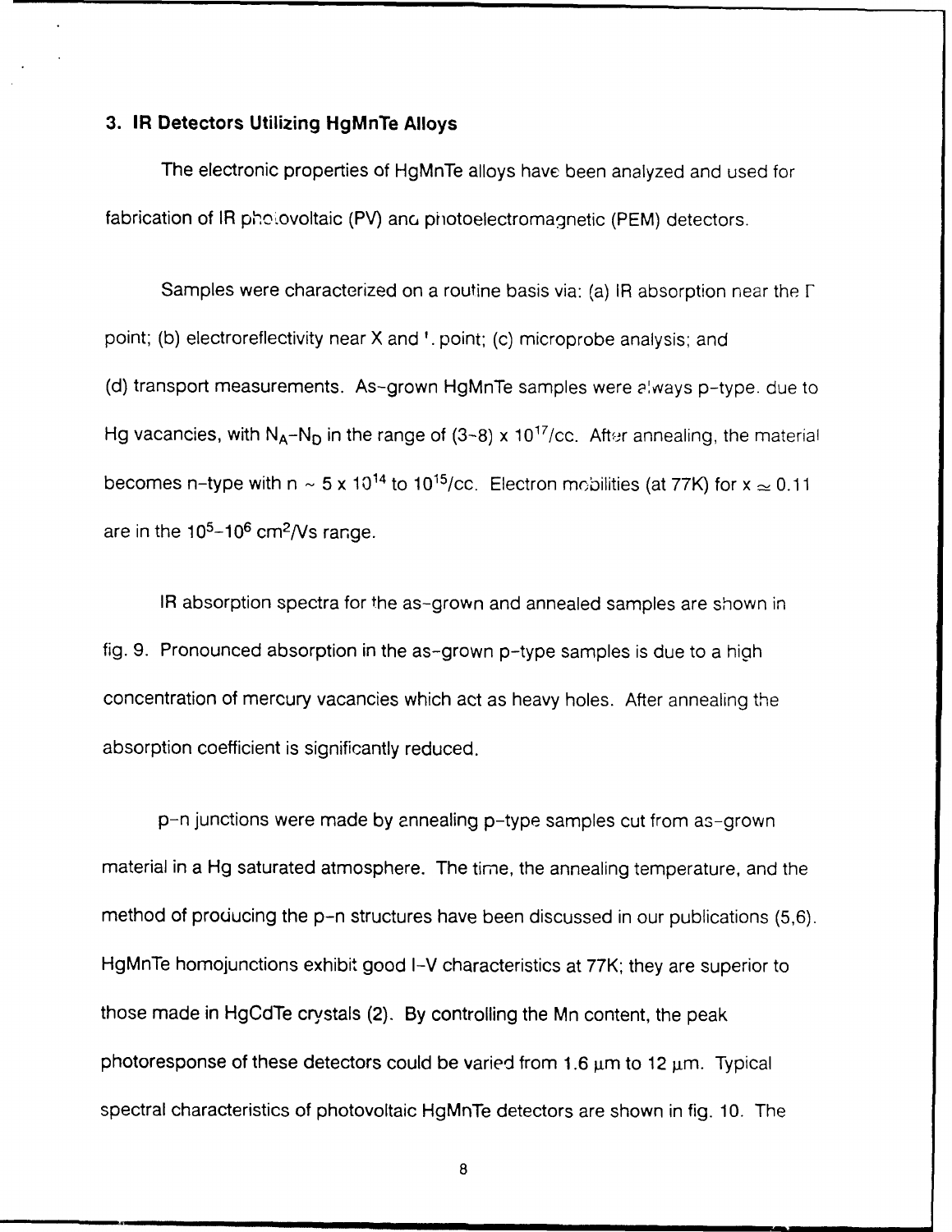### 3. IR Detectors Utilizing HgMnTe Alloys

The electronic properties of HgMnTe alloys have been analyzed and used for fabrication of IR photovoltaic (PV) and photoelectromagnetic (PEM) detectors.

Samples were characterized on a routine basis via: (a) IR absorption near the Γ point; (b) electroreflectivity near X and Γ point; (c) microprobe analysis; and (d) transport measurements. As-grown HgMnTe samples were always p-type, due to Hg vacancies, with $N_A$–$N_D$ in the range of (3–8) x $10^{17}$/cc. After annealing, the material becomes n-type with n ~ 5 x $10^{14}$ to $10^{15}$/cc. Electron mobilities (at 77K) for $x \simeq 0.11$ are in the $10^5$–$10^6$ $cm^2$/Vs range.

IR absorption spectra for the as-grown and annealed samples are shown in fig. 9. Pronounced absorption in the as-grown p-type samples is due to a high concentration of mercury vacancies which act as heavy holes. After annealing the absorption coefficient is significantly reduced.

p-n junctions were made by annealing p-type samples cut from as-grown material in a Hg saturated atmosphere. The time, the annealing temperature, and the method of producing the p-n structures have been discussed in our publications (5,6). HgMnTe homojunctions exhibit good I-V characteristics at 77K; they are superior to those made in HgCdTe crystals (2). By controlling the Mn content, the peak photoresponse of these detectors could be varied from 1.6 μm to 12 μm. Typical spectral characteristics of photovoltaic HgMnTe detectors are shown in fig. 10. The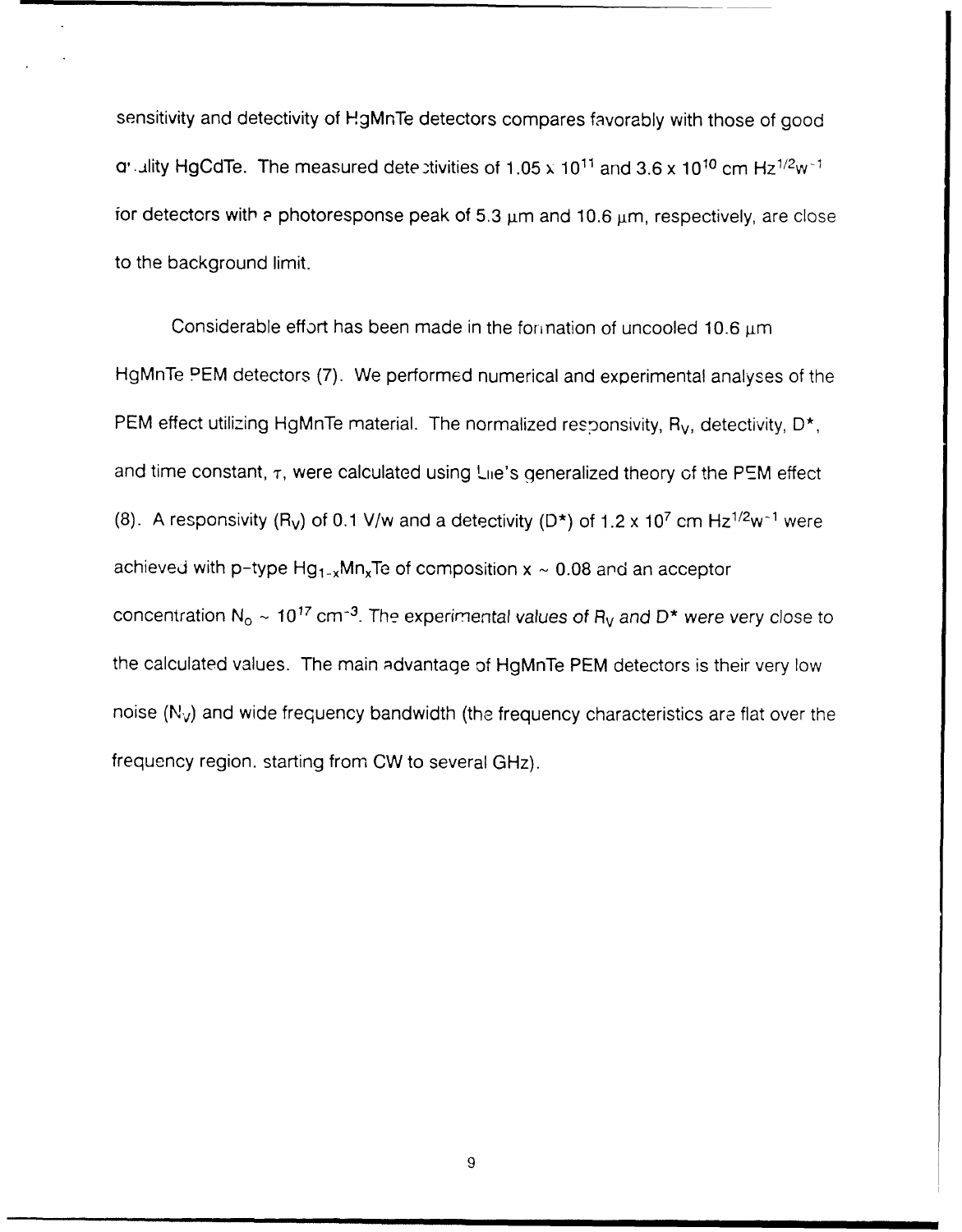sensitivity and detectivity of HgMnTe detectors compares favorably with those of good quality HgCdTe. The measured detectivities of $1.05 \times 10^{11}$ and $3.6 \times 10^{10}$ cm $Hz^{1/2}w^{-1}$ for detectors with a photoresponse peak of 5.3 μm and 10.6 μm, respectively, are close to the background limit.

Considerable effort has been made in the formation of uncooled 10.6 μm HgMnTe PEM detectors (7). We performed numerical and experimental analyses of the PEM effect utilizing HgMnTe material. The normalized responsivity, $R_V$, detectivity, D*, and time constant, $\tau$, were calculated using Lile's generalized theory of the PEM effect (8). A responsivity ($R_V$) of 0.1 V/w and a detectivity (D*) of $1.2 \times 10^7$ cm $Hz^{1/2}w^{-1}$ were achieved with p-type $Hg_{1-x}Mn_xTe$ of composition $x \sim 0.08$ and an acceptor concentration $N_o \sim 10^{17}$ $cm^{-3}$. The experimental values of $R_V$ and D* were very close to the calculated values. The main advantage of HgMnTe PEM detectors is their very low noise ($N_V$) and wide frequency bandwidth (the frequency characteristics are flat over the frequency region, starting from CW to several GHz).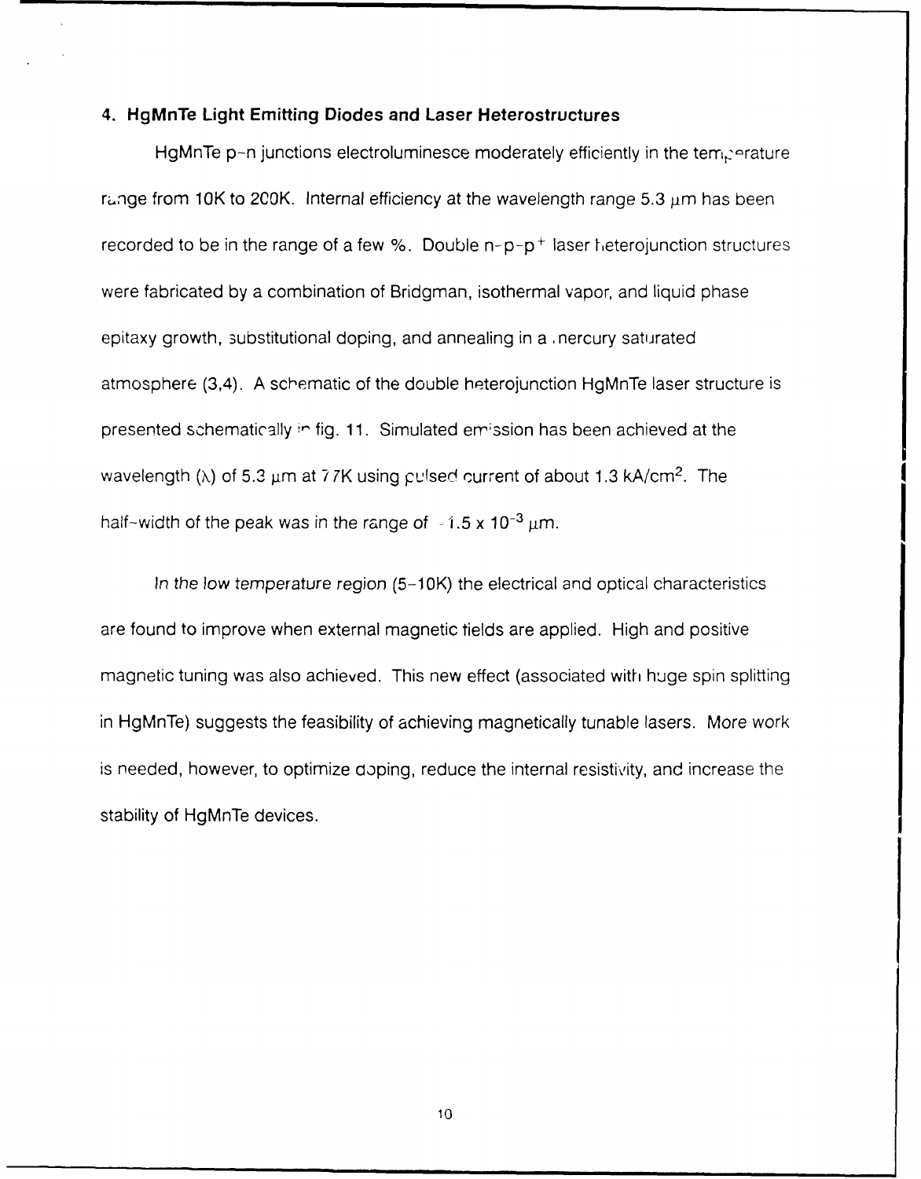### 4. HgMnTe Light Emitting Diodes and Laser Heterostructures

HgMnTe p-n junctions electroluminesce moderately efficiently in the temperature range from 10K to 200K. Internal efficiency at the wavelength range 5.3 μm has been recorded to be in the range of a few %. Double n-p-$p^+$ laser heterojunction structures were fabricated by a combination of Bridgman, isothermal vapor, and liquid phase epitaxy growth, substitutional doping, and annealing in a mercury saturated atmosphere (3,4). A schematic of the double heterojunction HgMnTe laser structure is presented schematically in fig. 11. Simulated emission has been achieved at the wavelength ($\lambda$) of 5.3 μm at 77K using pulsed current of about 1.3 kA/$cm^2$. The half-width of the peak was in the range of ~1.5 x $10^{-3}$ μm.

*In the low temperature region* (5-10K) the electrical and optical characteristics are found to improve when external magnetic fields are applied. High and positive magnetic tuning was also achieved. This new effect (associated with huge spin splitting in HgMnTe) suggests the feasibility of achieving magnetically tunable lasers. More work is needed, however, to optimize doping, reduce the internal resistivity, and increase the stability of HgMnTe devices.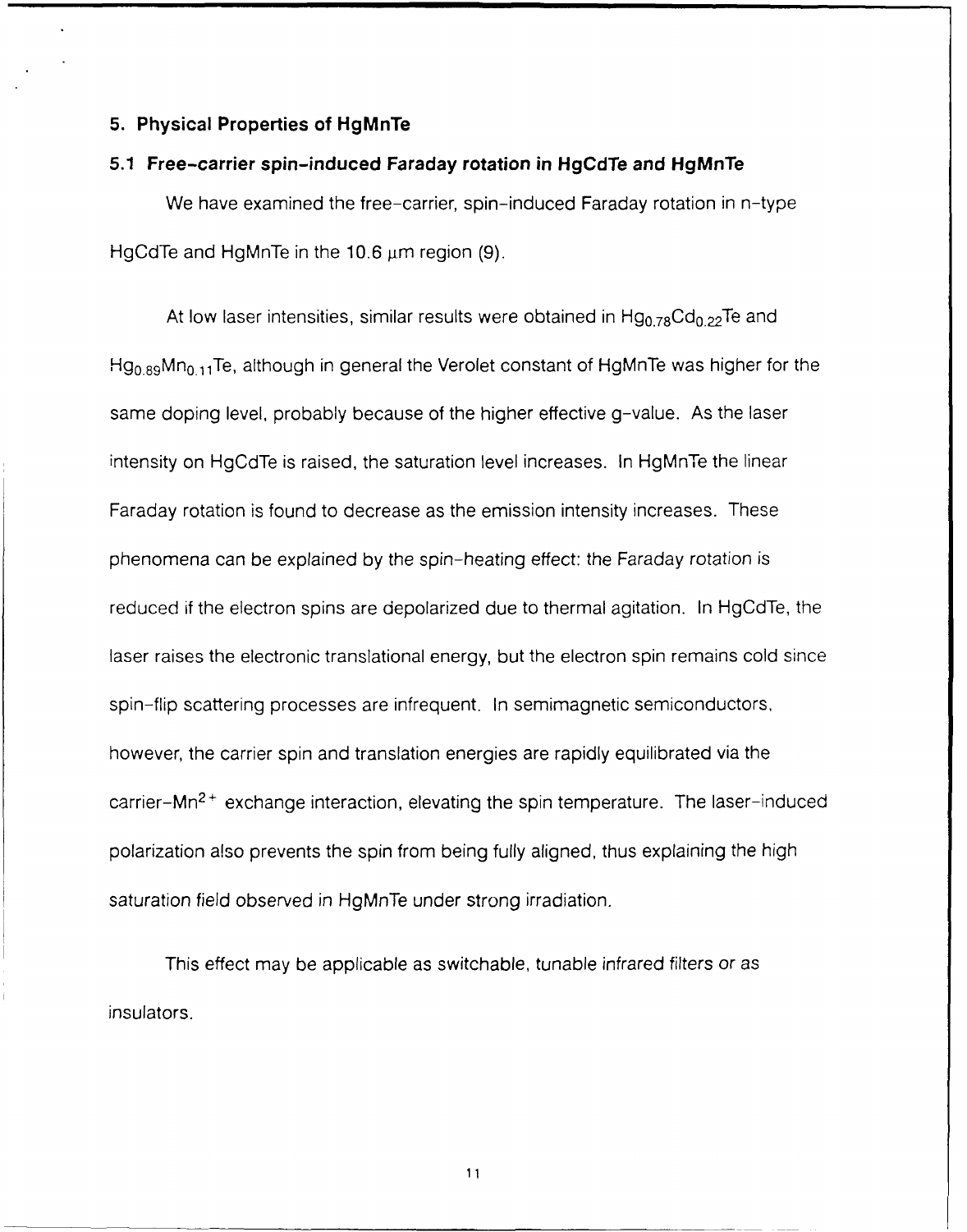## 5. Physical Properties of HgMnTe

### 5.1 Free-carrier spin-induced Faraday rotation in HgCdTe and HgMnTe

We have examined the free-carrier, spin-induced Faraday rotation in n-type HgCdTe and HgMnTe in the 10.6 μm region (9).

At low laser intensities, similar results were obtained in $Hg_{0.78}Cd_{0.22}Te$ and $Hg_{0.89}Mn_{0.11}Te$, although in general the Verolet constant of HgMnTe was higher for the same doping level, probably because of the higher effective g-value. As the laser intensity on HgCdTe is raised, the saturation level increases. In HgMnTe the linear Faraday rotation is found to decrease as the emission intensity increases. These phenomena can be explained by the spin-heating effect: the Faraday rotation is reduced if the electron spins are depolarized due to thermal agitation. In HgCdTe, the laser raises the electronic translational energy, but the electron spin remains cold since spin-flip scattering processes are infrequent. In semimagnetic semiconductors, however, the carrier spin and translation energies are rapidly equilibrated via the carrier-$Mn^{2+}$ exchange interaction, elevating the spin temperature. The laser-induced polarization also prevents the spin from being fully aligned, thus explaining the high saturation field observed in HgMnTe under strong irradiation.

This effect may be applicable as switchable, tunable infrared filters or as insulators.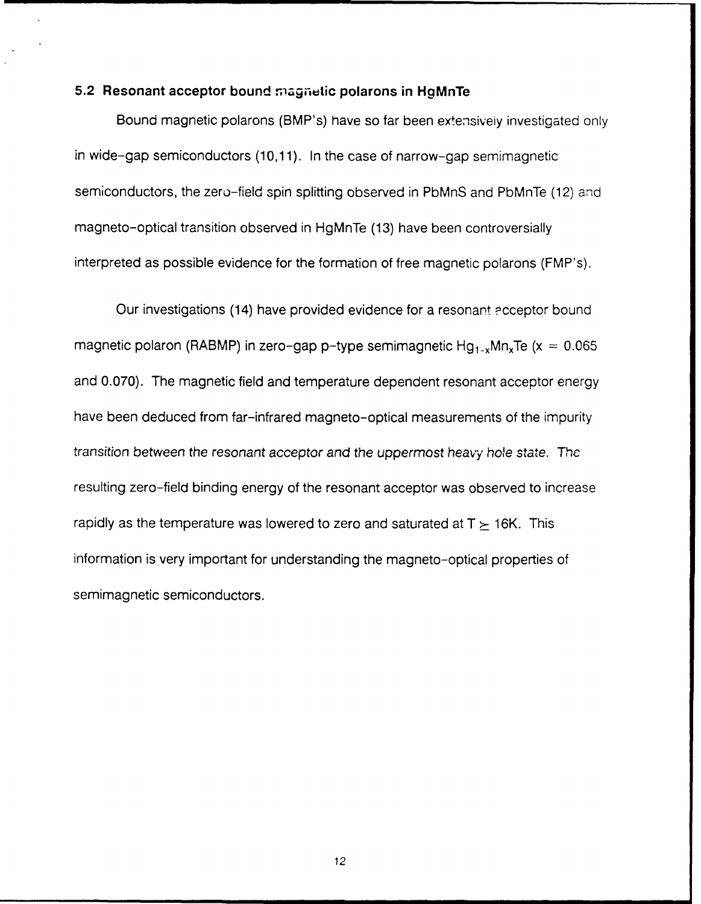### 5.2 Resonant acceptor bound magnetic polarons in HgMnTe

Bound magnetic polarons (BMP's) have so far been extensively investigated only in wide-gap semiconductors (10,11). In the case of narrow-gap semimagnetic semiconductors, the zero-field spin splitting observed in PbMnS and PbMnTe (12) and magneto-optical transition observed in HgMnTe (13) have been controversially interpreted as possible evidence for the formation of free magnetic polarons (FMP's).

Our investigations (14) have provided evidence for a resonant acceptor bound magnetic polaron (RABMP) in zero-gap p-type semimagnetic $Hg_{1-x}Mn_xTe$ ($x = 0.065$ and 0.070). The magnetic field and temperature dependent resonant acceptor energy have been deduced from far-infrared magneto-optical measurements of the impurity transition between the resonant acceptor and the uppermost heavy hole state. The resulting zero-field binding energy of the resonant acceptor was observed to increase rapidly as the temperature was lowered to zero and saturated at $T \geq 16K$. This information is very important for understanding the magneto-optical properties of semimagnetic semiconductors.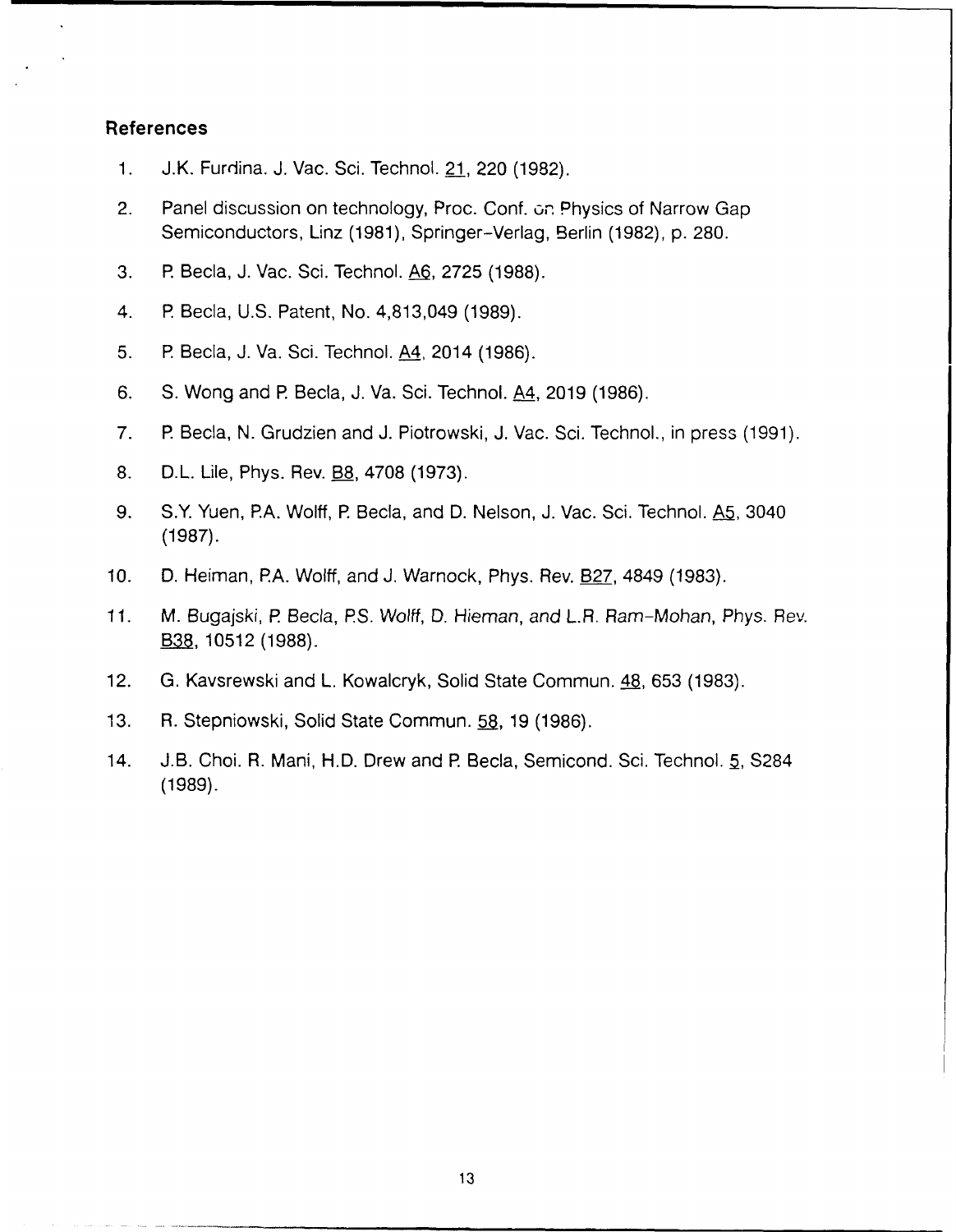## References

1. J.K. Furdina. J. Vac. Sci. Technol. 21, 220 (1982).
2. Panel discussion on technology, Proc. Conf. on Physics of Narrow Gap Semiconductors, Linz (1981), Springer-Verlag, Berlin (1982), p. 280.
3. P. Becla, J. Vac. Sci. Technol. A6, 2725 (1988).
4. P. Becla, U.S. Patent, No. 4,813,049 (1989).
5. P. Becla, J. Va. Sci. Technol. A4, 2014 (1986).
6. S. Wong and P. Becla, J. Va. Sci. Technol. A4, 2019 (1986).
7. P. Becla, N. Grudzien and J. Piotrowski, J. Vac. Sci. Technol., in press (1991).
8. D.L. Lile, Phys. Rev. B8, 4708 (1973).
9. S.Y. Yuen, P.A. Wolff, P. Becla, and D. Nelson, J. Vac. Sci. Technol. A5, 3040 (1987).
10. D. Heiman, P.A. Wolff, and J. Warnock, Phys. Rev. B27, 4849 (1983).
11. M. Bugajski, P. Becla, P.S. Wolff, D. Hieman, and L.R. Ram-Mohan, Phys. Rev. B38, 10512 (1988).
12. G. Kavsrewski and L. Kowalcryk, Solid State Commun. 48, 653 (1983).
13. R. Stepniowski, Solid State Commun. 58, 19 (1986).
14. J.B. Choi. R. Mani, H.D. Drew and P. Becla, Semicond. Sci. Technol. 5, S284 (1989).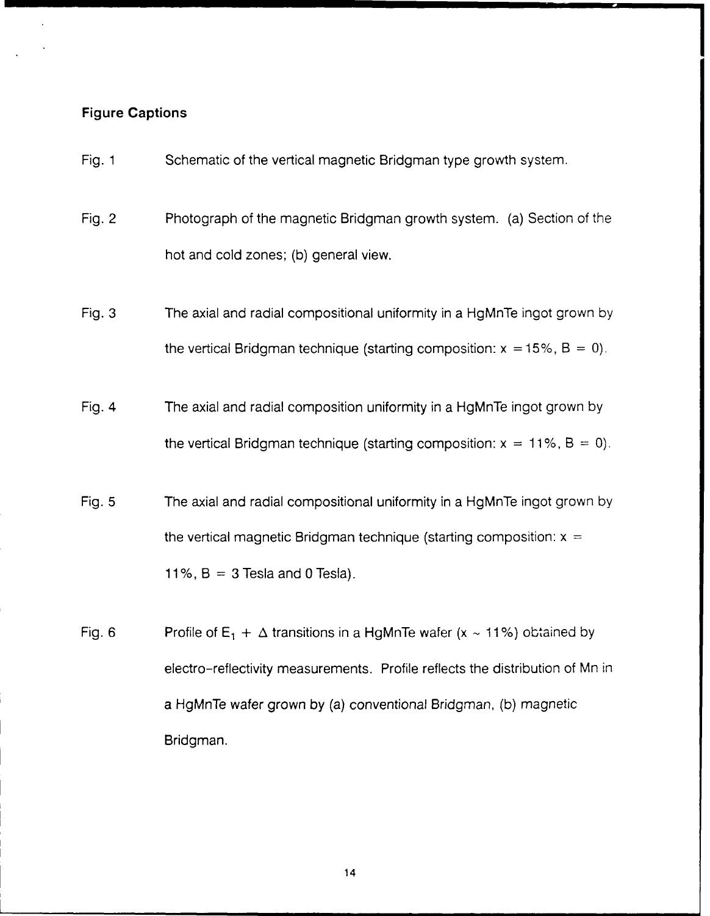## Figure Captions

Fig. 1 Schematic of the vertical magnetic Bridgman type growth system.

Fig. 2 Photograph of the magnetic Bridgman growth system. (a) Section of the hot and cold zones; (b) general view.

Fig. 3 The axial and radial compositional uniformity in a HgMnTe ingot grown by the vertical Bridgman technique (starting composition: $x = 15\%$, $B = 0$).

Fig. 4 The axial and radial composition uniformity in a HgMnTe ingot grown by the vertical Bridgman technique (starting composition: $x = 11\%$, $B = 0$).

Fig. 5 The axial and radial compositional uniformity in a HgMnTe ingot grown by the vertical magnetic Bridgman technique (starting composition: $x = 11\%$, $B = 3$ Tesla and 0 Tesla).

Fig. 6 Profile of $E_1 + \Delta$ transitions in a HgMnTe wafer ($x \sim 11\%$) obtained by electro-reflectivity measurements. Profile reflects the distribution of Mn in a HgMnTe wafer grown by (a) conventional Bridgman, (b) magnetic Bridgman.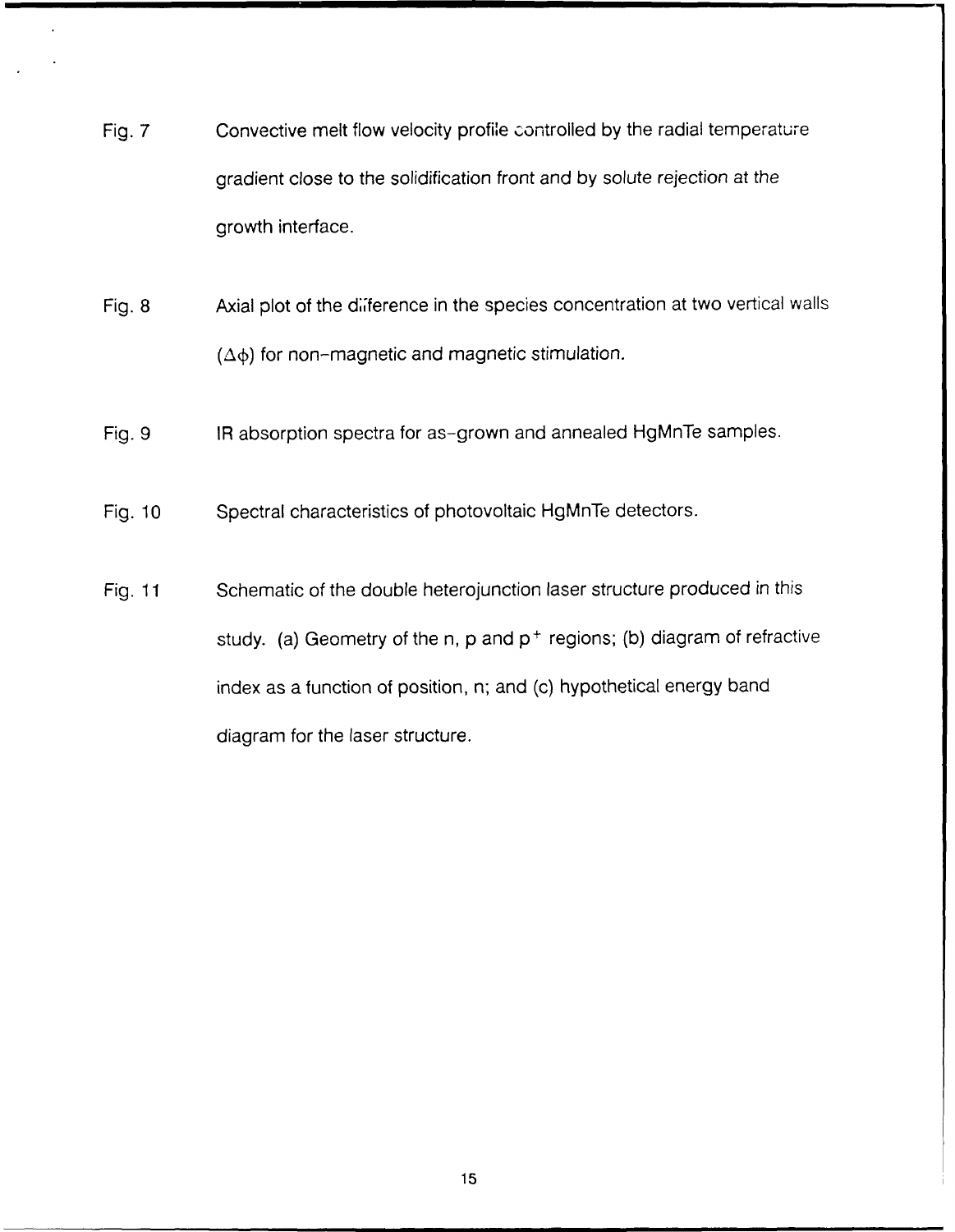Fig. 7 Convective melt flow velocity profile controlled by the radial temperature gradient close to the solidification front and by solute rejection at the growth interface.

Fig. 8 Axial plot of the difference in the species concentration at two vertical walls ($\Delta\phi$) for non-magnetic and magnetic stimulation.

Fig. 9 IR absorption spectra for as-grown and annealed HgMnTe samples.

Fig. 10 Spectral characteristics of photovoltaic HgMnTe detectors.

Fig. 11 Schematic of the double heterojunction laser structure produced in this study. (a) Geometry of the n, p and $p^+$ regions; (b) diagram of refractive index as a function of position, n; and (c) hypothetical energy band diagram for the laser structure.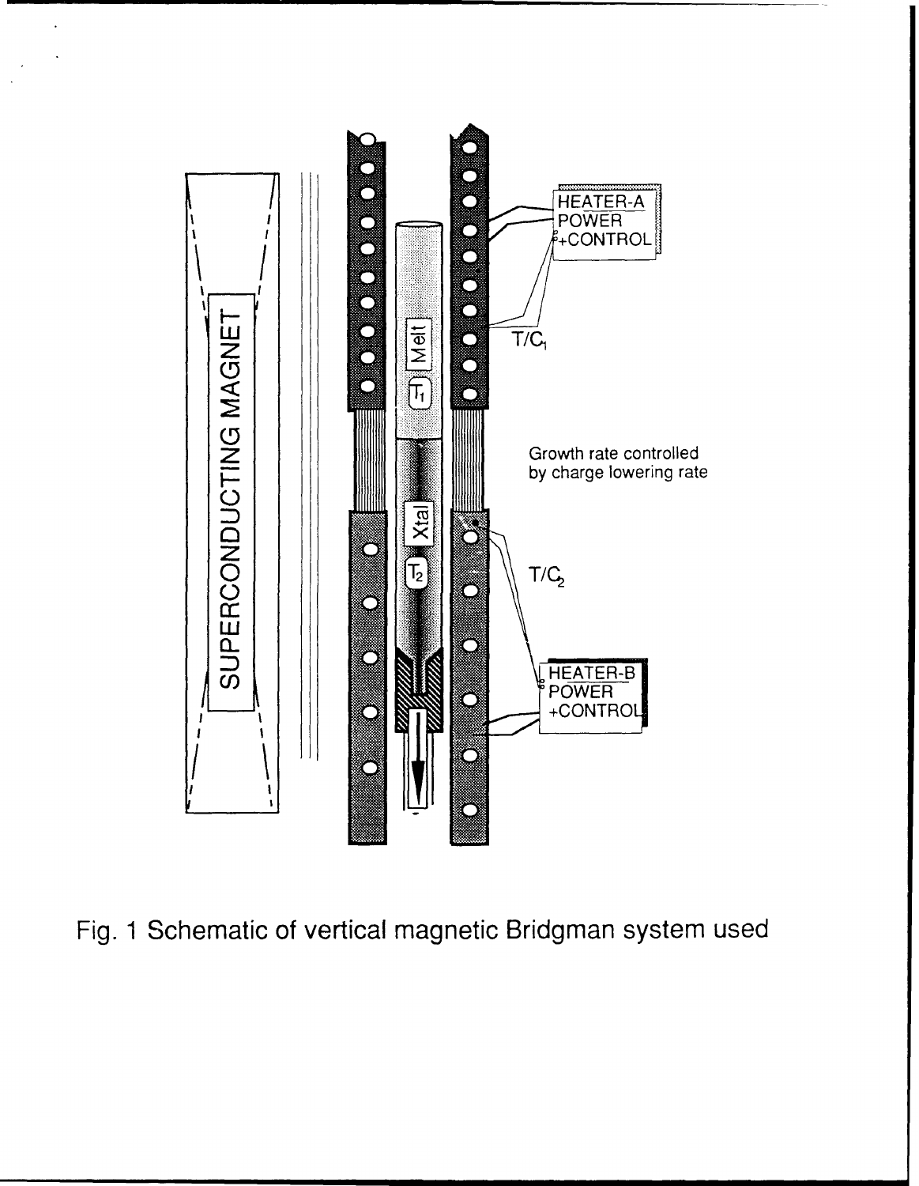Fig. 1 Schematic of vertical magnetic Bridgman system used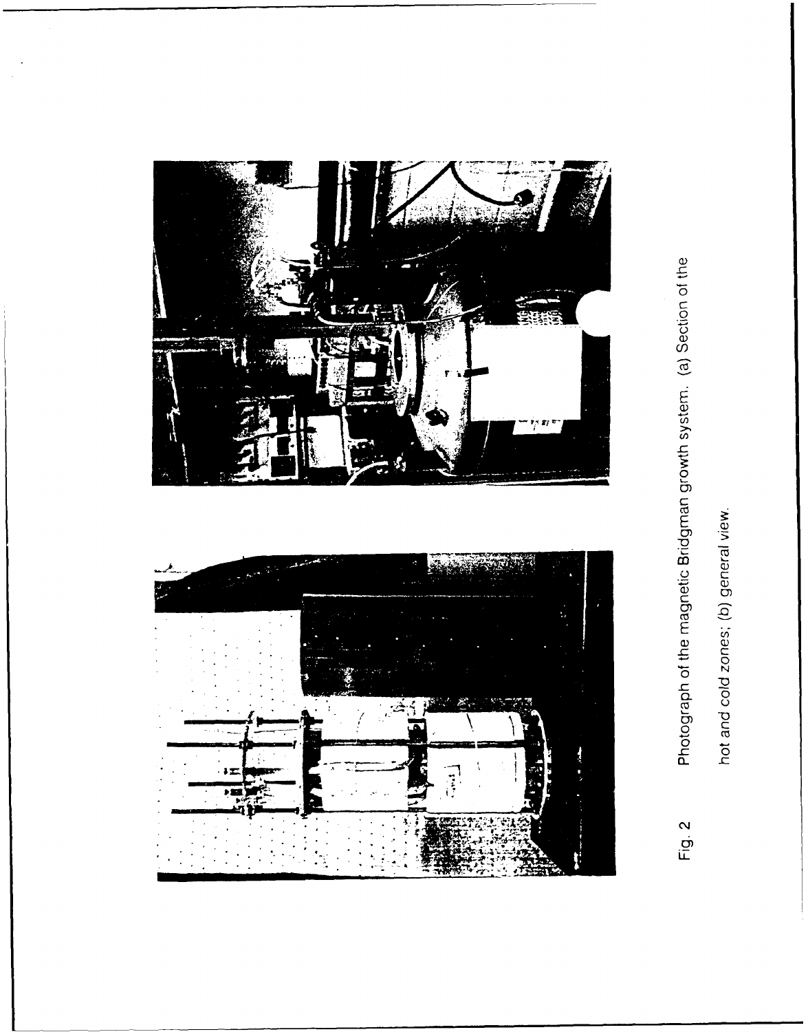Fig. 2 Photograph of the magnetic Bridgman growth system. (a) Section of the hot and cold zones; (b) general view.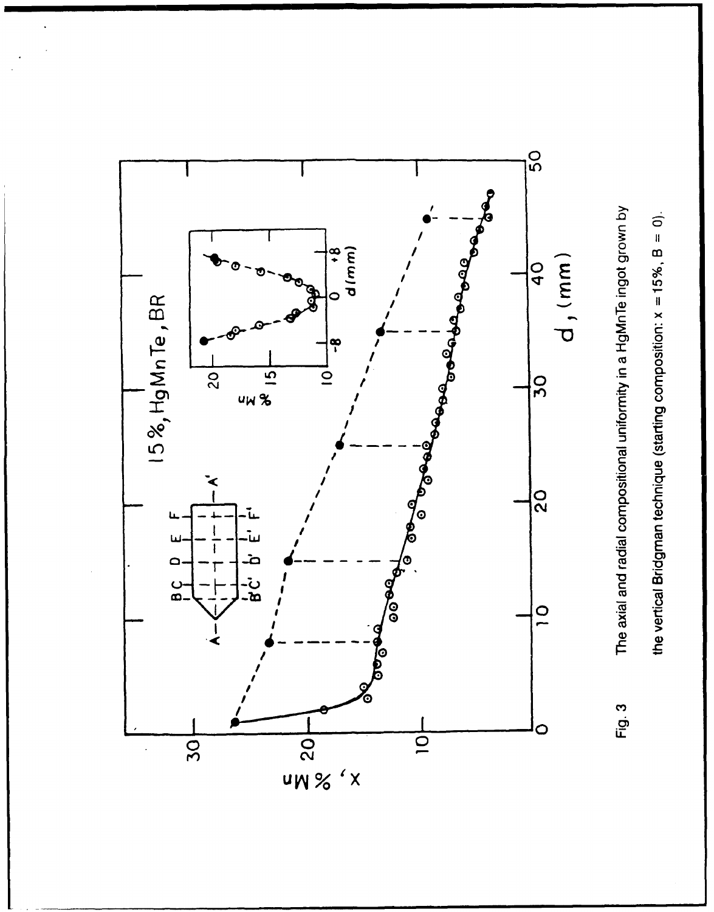Fig. 3 The axial and radial compositional uniformity in a HgMnTe ingot grown by the vertical Bridgman technique (starting composition: x = 15%, B = 0).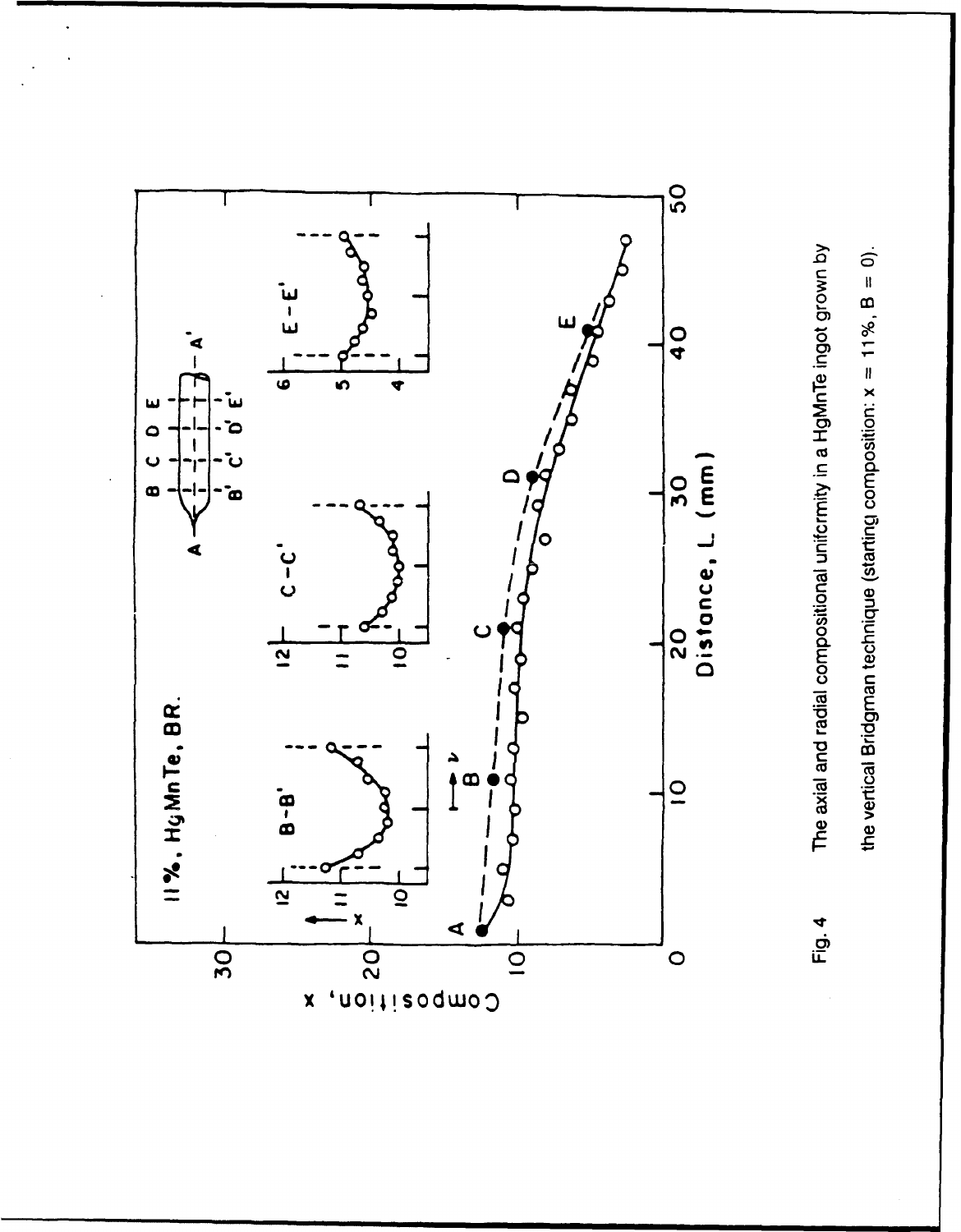Fig. 4 The axial and radial compositional uniformity in a HgMnTe ingot grown by the vertical Bridgman technique (starting composition: x = 11%, B = 0).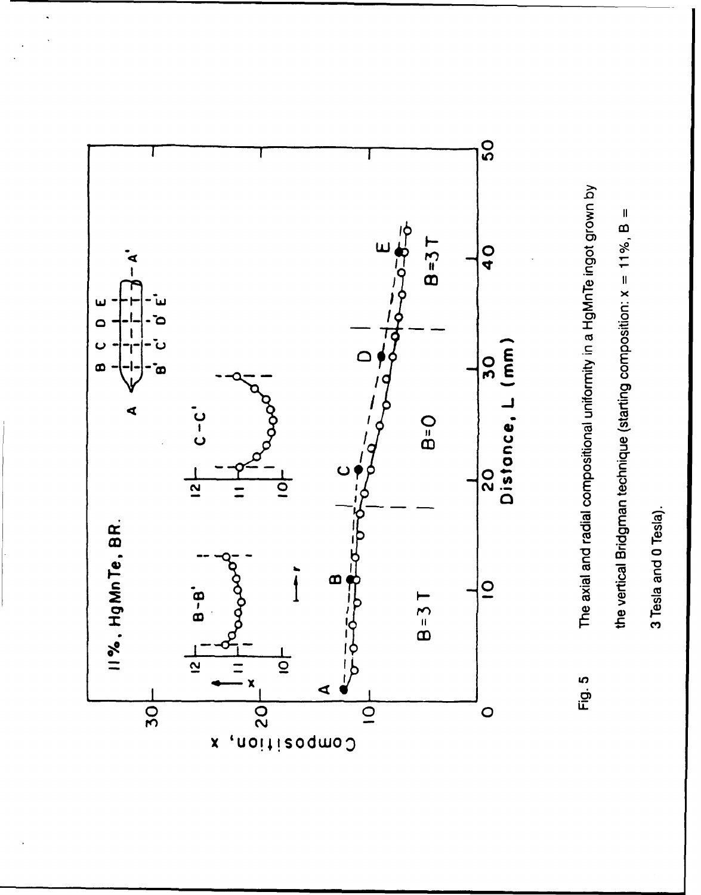Fig. 5 The axial and radial compositional uniformity in a HgMnTe ingot grown by the vertical Bridgman technique (starting composition: x = 11%, B = 3 Tesla and 0 Tesla).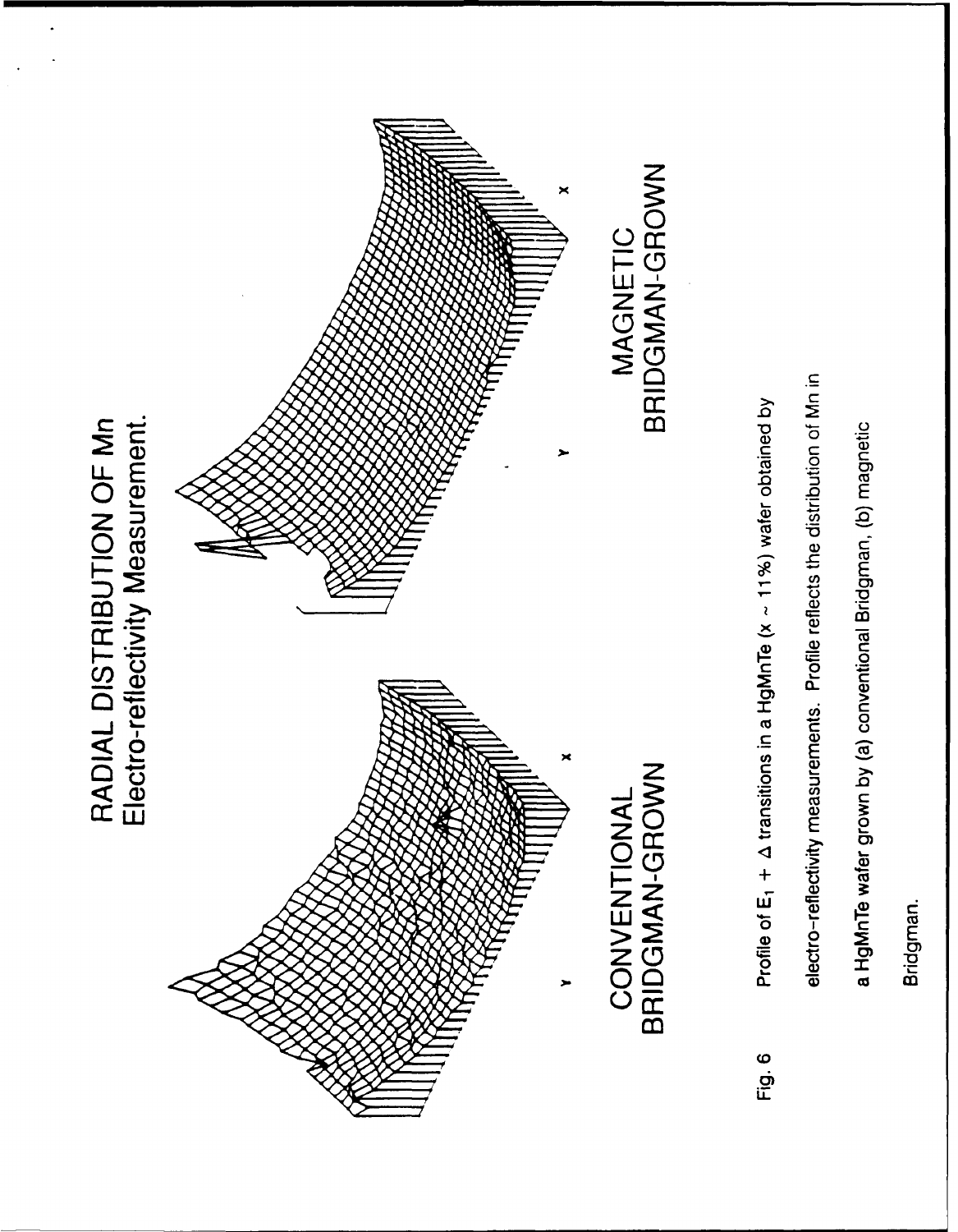RADIAL DISTRIBUTION OF Mn
Electro-reflectivity Measurement.

CONVENTIONAL BRIDGMAN-GROWN

MAGNETIC BRIDGMAN-GROWN

Fig. 6 Profile of $E_1 + \Delta$ transitions in a HgMnTe (x ~ 11%) wafer obtained by electro-reflectivity measurements. Profile reflects the distribution of Mn in a HgMnTe wafer grown by (a) conventional Bridgman, (b) magnetic Bridgman.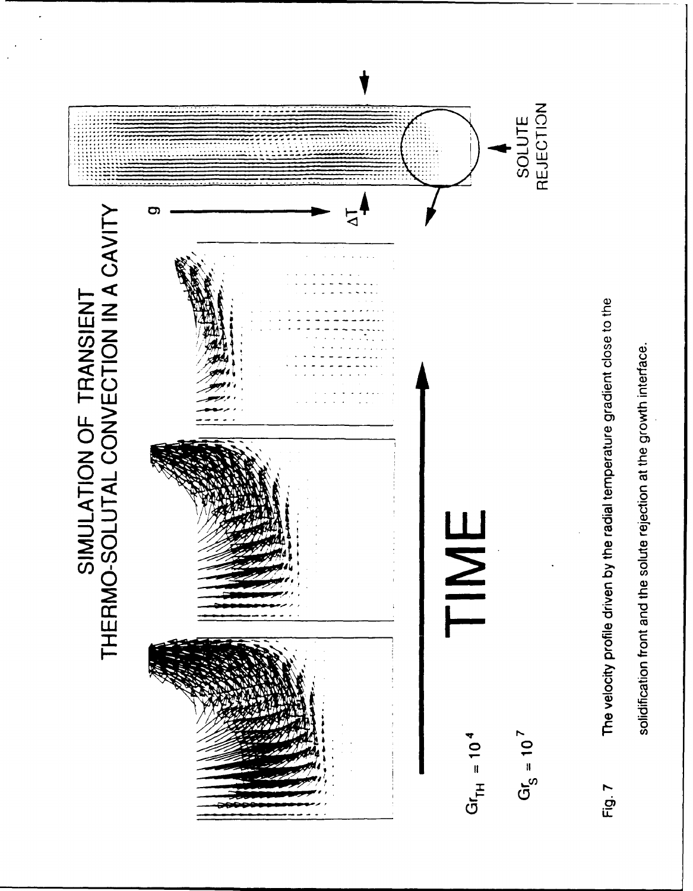# SIMULATION OF TRANSIENT THERMO-SOLUTAL CONVECTION IN A CAVITY

$Gr_{TH} = 10^4$

$Gr_S = 10^7$

TIME

g

$\Delta T$

SOLUTE REJECTION

Fig. 7 The velocity profile driven by the radial temperature gradient close to the solidification front and the solute rejection at the growth interface.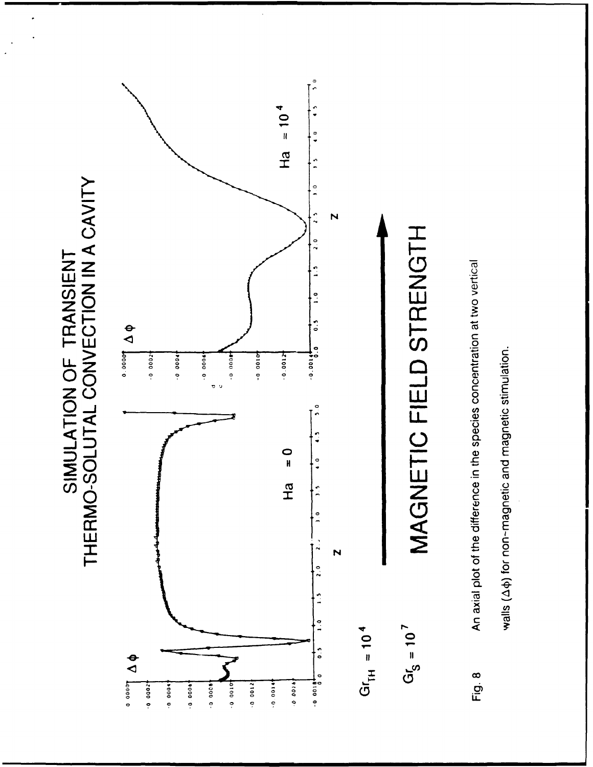# SIMULATION OF TRANSIENT THERMO-SOLUTAL CONVECTION IN A CAVITY

$Gr_{TH} = 10^4$

$Gr_S = 10^7$

Ha = 0

Ha = $10^4$

MAGNETIC FIELD STRENGTH

Fig. 8 An axial plot of the difference in the species concentration at two vertical walls ($\Delta\phi$) for non-magnetic and magnetic stimulation.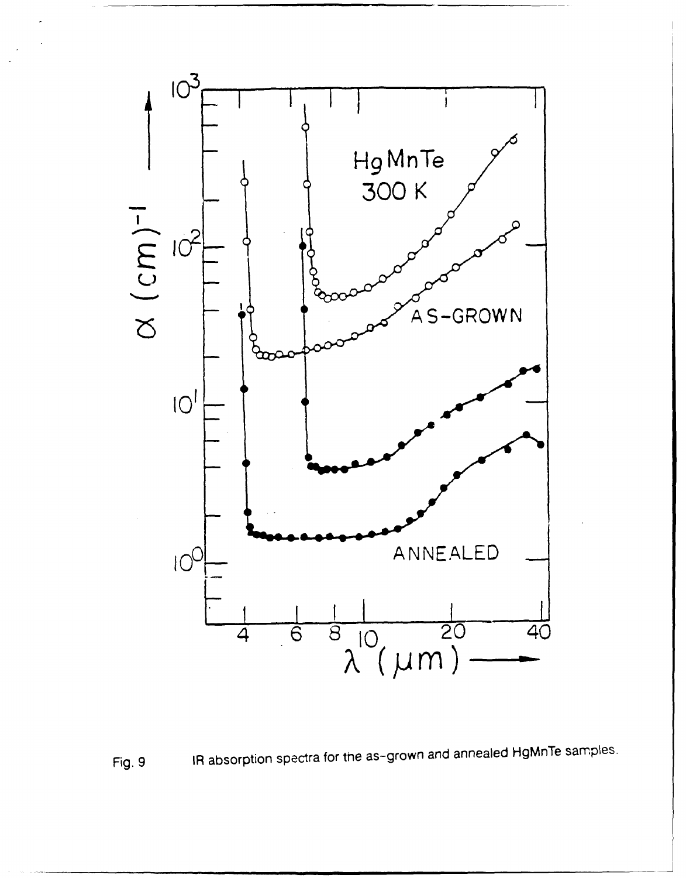Fig. 9 IR absorption spectra for the as-grown and annealed HgMnTe samples.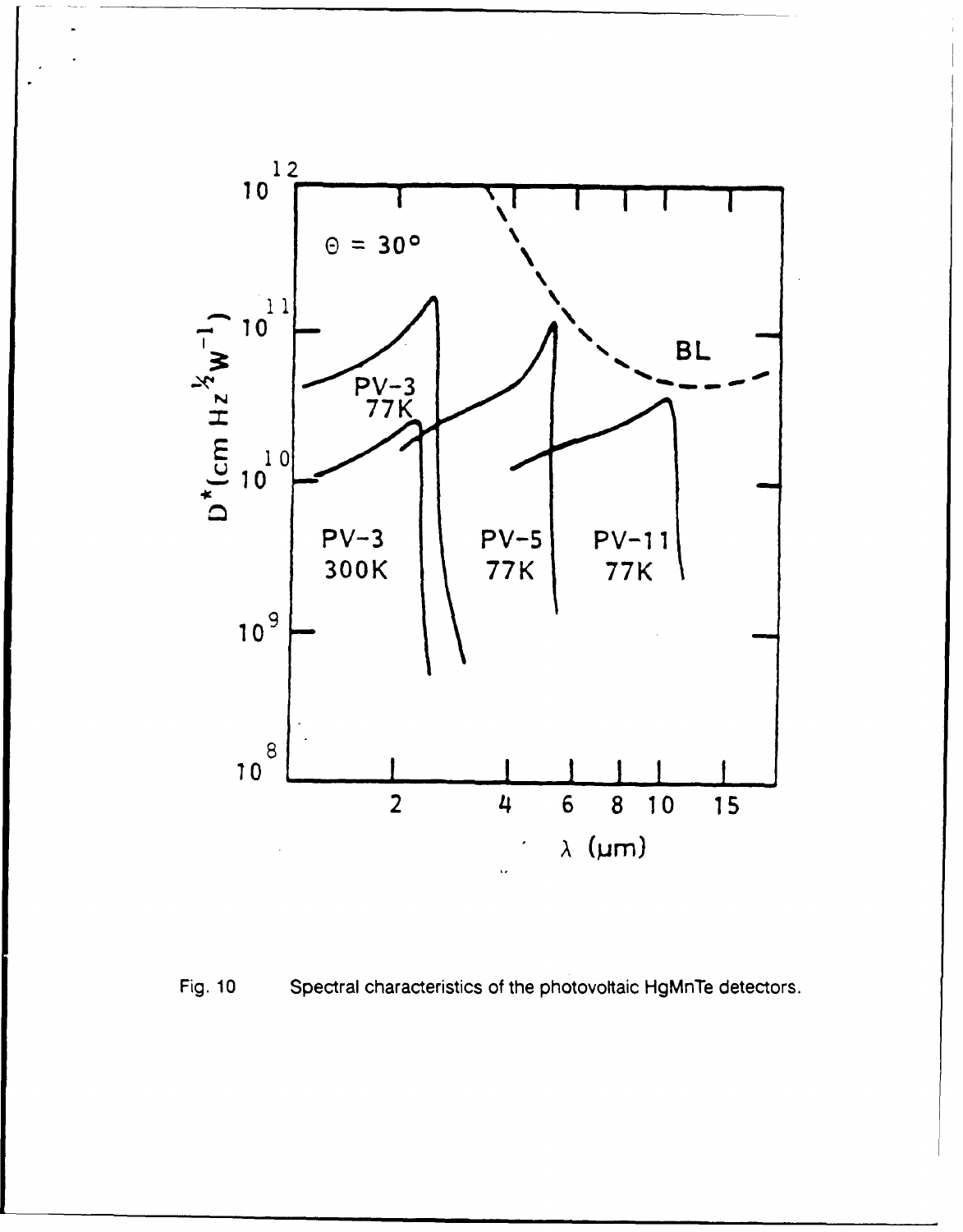Fig. 10 Spectral characteristics of the photovoltaic HgMnTe detectors.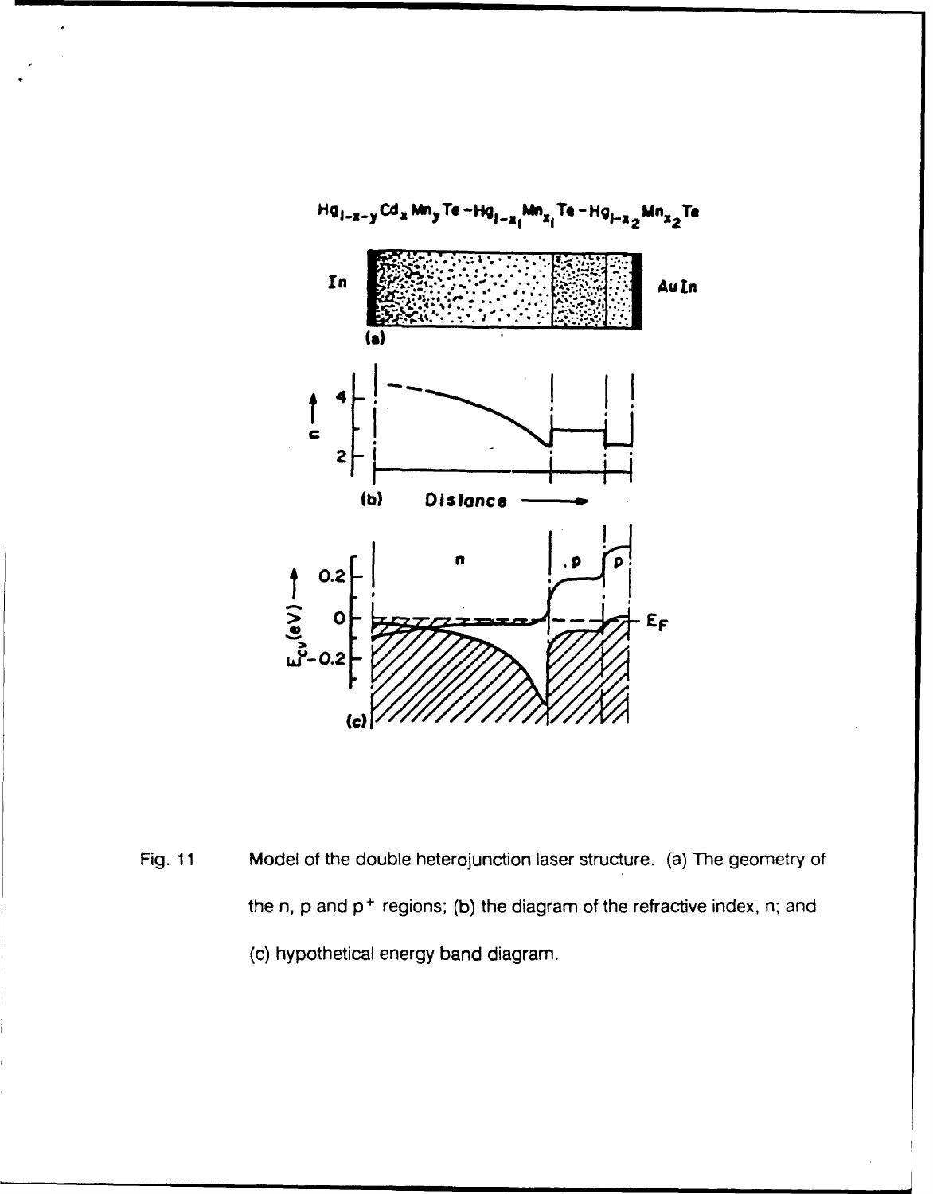$Hg_{1-x-y}Cd_xMn_yTe - Hg_{1-x_1}Mn_{x_1}Te - Hg_{1-x_2}Mn_{x_2}Te$

In

AuIn

(a)

n

4

2

(b) Distance

n

p

p

0.2

0

-0.2

$E_{cv}$(eV)

$E_F$

(c)

Fig. 11 Model of the double heterojunction laser structure. (a) The geometry of the n, p and $p^+$ regions; (b) the diagram of the refractive index, n; and (c) hypothetical energy band diagram.